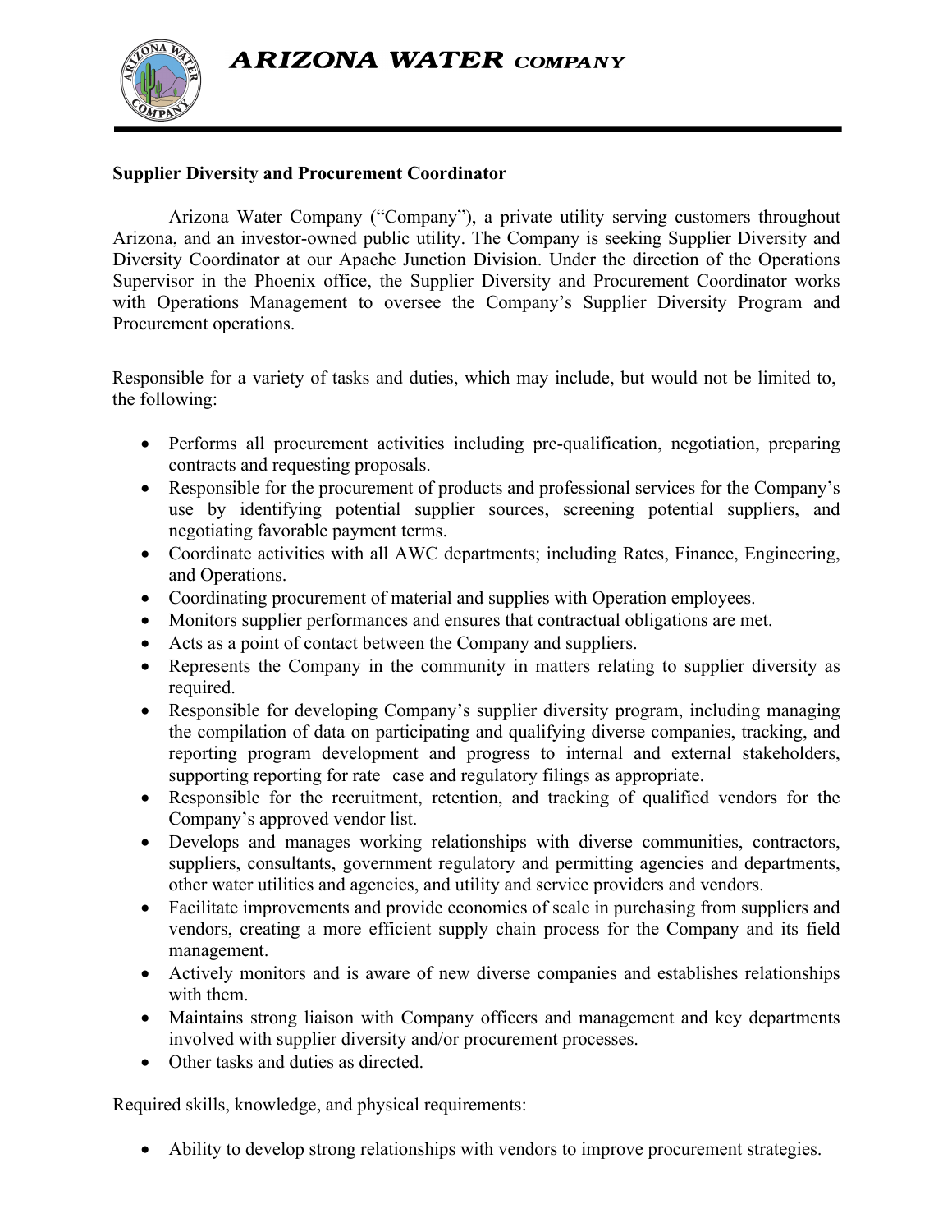# ARIZONA WATER COMPANY

**Supplier Diversity and Procurement Coordinator**

Arizona Water Company ("Company"), a private utility serving customers throughout Arizona, and an investor-owned public utility. The Company is seeking Supplier Diversity and Diversity Coordinator at our Apache Junction Division. Under the direction of the Operations Supervisor in the Phoenix office, the Supplier Diversity and Procurement Coordinator works with Operations Management to oversee the Company's Supplier Diversity Program and Procurement operations.

Responsible for a variety of tasks and duties, which may include, but would not be limited to, the following:

- Performs all procurement activities including pre-qualification, negotiation, preparing contracts and requesting proposals.
- Responsible for the procurement of products and professional services for the Company's use by identifying potential supplier sources, screening potential suppliers, and negotiating favorable payment terms.
- Coordinate activities with all AWC departments; including Rates, Finance, Engineering, and Operations.
- Coordinating procurement of material and supplies with Operation employees.
- Monitors supplier performances and ensures that contractual obligations are met.
- Acts as a point of contact between the Company and suppliers.
- Represents the Company in the community in matters relating to supplier diversity as required.
- Responsible for developing Company's supplier diversity program, including managing the compilation of data on participating and qualifying diverse companies, tracking, and reporting program development and progress to internal and external stakeholders, supporting reporting for rate case and regulatory filings as appropriate.
- Responsible for the recruitment, retention, and tracking of qualified vendors for the Company's approved vendor list.
- Develops and manages working relationships with diverse communities, contractors, suppliers, consultants, government regulatory and permitting agencies and departments, other water utilities and agencies, and utility and service providers and vendors.
- Facilitate improvements and provide economies of scale in purchasing from suppliers and vendors, creating a more efficient supply chain process for the Company and its field management.
- Actively monitors and is aware of new diverse companies and establishes relationships with them.
- Maintains strong liaison with Company officers and management and key departments involved with supplier diversity and/or procurement processes.
- Other tasks and duties as directed.

Required skills, knowledge, and physical requirements:

- Ability to develop strong relationships with vendors to improve procurement strategies.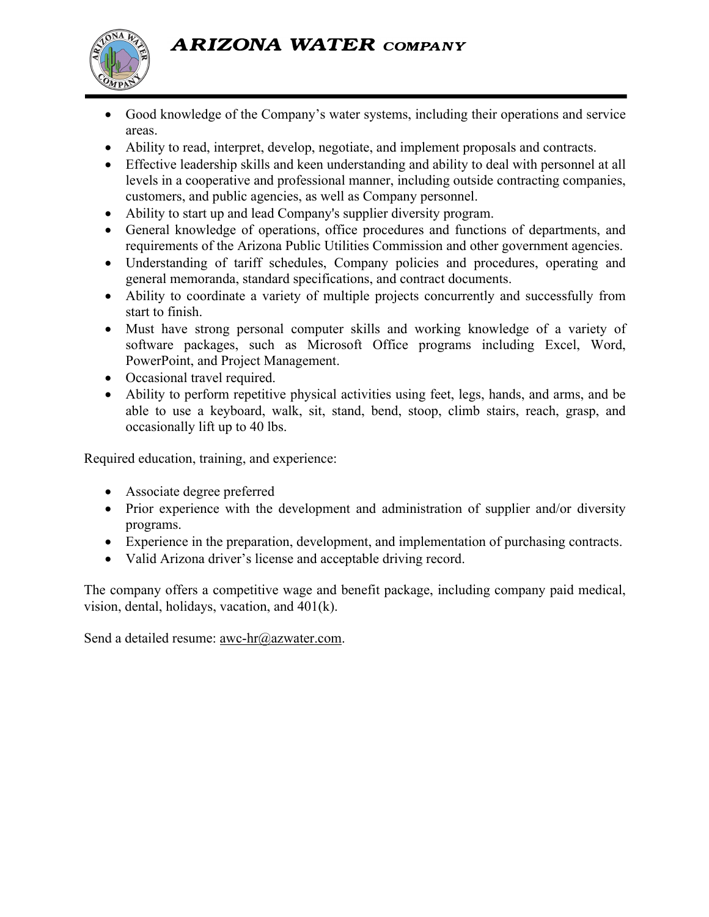- Good knowledge of the Company's water systems, including their operations and service areas.
- Ability to read, interpret, develop, negotiate, and implement proposals and contracts.
- Effective leadership skills and keen understanding and ability to deal with personnel at all levels in a cooperative and professional manner, including outside contracting companies, customers, and public agencies, as well as Company personnel.
- Ability to start up and lead Company's supplier diversity program.
- General knowledge of operations, office procedures and functions of departments, and requirements of the Arizona Public Utilities Commission and other government agencies.
- Understanding of tariff schedules, Company policies and procedures, operating and general memoranda, standard specifications, and contract documents.
- Ability to coordinate a variety of multiple projects concurrently and successfully from start to finish.
- Must have strong personal computer skills and working knowledge of a variety of software packages, such as Microsoft Office programs including Excel, Word, PowerPoint, and Project Management.
- Occasional travel required.
- Ability to perform repetitive physical activities using feet, legs, hands, and arms, and be able to use a keyboard, walk, sit, stand, bend, stoop, climb stairs, reach, grasp, and occasionally lift up to 40 lbs.

Required education, training, and experience:

- Associate degree preferred
- Prior experience with the development and administration of supplier and/or diversity programs.
- Experience in the preparation, development, and implementation of purchasing contracts.
- Valid Arizona driver's license and acceptable driving record.

The company offers a competitive wage and benefit package, including company paid medical, vision, dental, holidays, vacation, and 401(k).

Send a detailed resume: awc-hr@azwater.com.